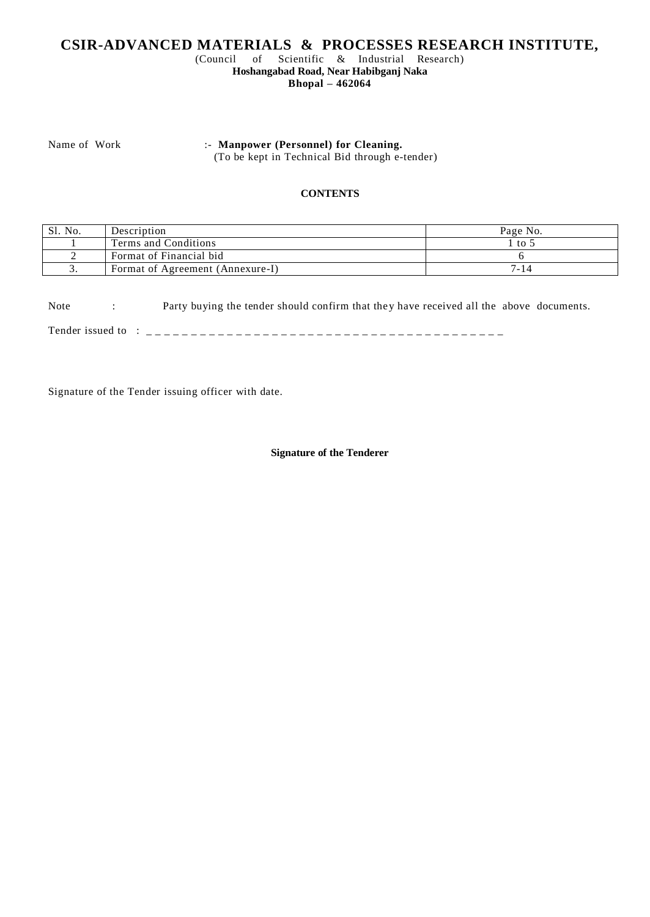# CSIR-ADVANCED MATERIALS & PROCESSES RESEARCH INSTITUTE,

(Council of Scientific & Industrial Research)

**Hoshangabad Road, Near Habibganj Naka**

**Bhopal – 462064**

Name of Work :- **Manpower (Personnel) for Cleaning.**
(To be kept in Technical Bid through e-tender)

**CONTENTS**

| Sl. No. | Description | Page No. |
|---|---|---|
| 1 | Terms and Conditions | 1 to 5 |
| 2 | Format of Financial bid | 6 |
| 3. | Format of Agreement (Annexure-I) | 7-14 |

Note : Party buying the tender should confirm that they have received all the above documents.

Tender issued to : _ _ _ _ _ _ _ _ _ _ _ _ _ _ _ _ _ _ _ _ _ _ _ _ _ _ _ _ _ _ _ _ _ _ _ _ _ _ _ _ _

Signature of the Tender issuing officer with date.

**Signature of the Tenderer**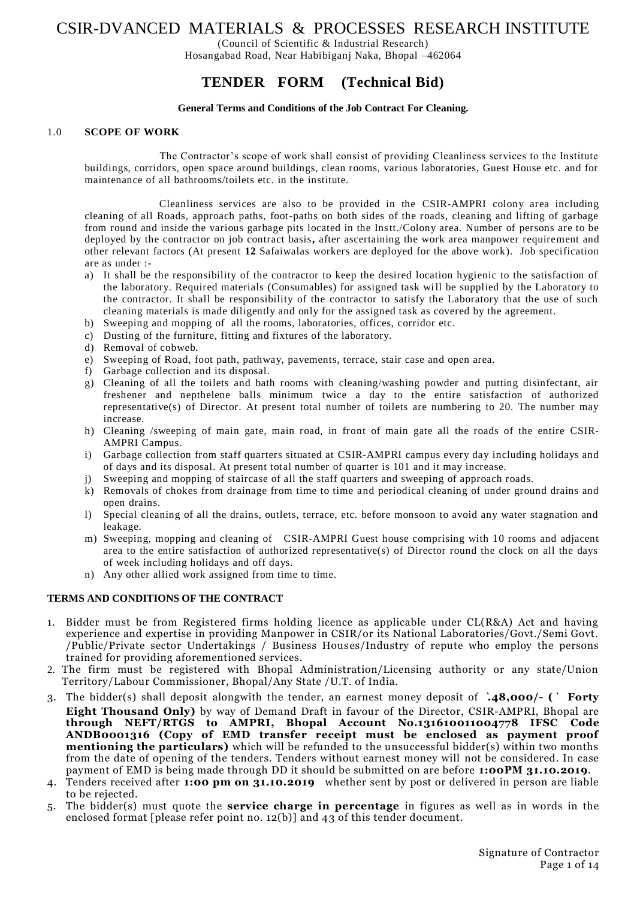# CSIR-DVANCED MATERIALS & PROCESSES RESEARCH INSTITUTE

(Council of Scientific & Industrial Research)
Hosangabad Road, Near Habibiganj Naka, Bhopal –462064

## TENDER FORM (Technical Bid)

**General Terms and Conditions of the Job Contract For Cleaning.**

### 1.0 SCOPE OF WORK

The Contractor's scope of work shall consist of providing Cleanliness services to the Institute buildings, corridors, open space around buildings, clean rooms, various laboratories, Guest House etc. and for maintenance of all bathrooms/toilets etc. in the institute.

Cleanliness services are also to be provided in the CSIR-AMPRI colony area including cleaning of all Roads, approach paths, foot-paths on both sides of the roads, cleaning and lifting of garbage from round and inside the various garbage pits located in the Instt./Colony area. Number of persons are to be deployed by the contractor on job contract basis**,** after ascertaining the work area manpower requirement and other relevant factors (At present **12** Safaiwalas workers are deployed for the above work). Job specification are as under :-

a) It shall be the responsibility of the contractor to keep the desired location hygienic to the satisfaction of the laboratory. Required materials (Consumables) for assigned task will be supplied by the Laboratory to the contractor. It shall be responsibility of the contractor to satisfy the Laboratory that the use of such cleaning materials is made diligently and only for the assigned task as covered by the agreement.
b) Sweeping and mopping of all the rooms, laboratories, offices, corridor etc.
c) Dusting of the furniture, fitting and fixtures of the laboratory.
d) Removal of cobweb.
e) Sweeping of Road, foot path, pathway, pavements, terrace, stair case and open area.
f) Garbage collection and its disposal.
g) Cleaning of all the toilets and bath rooms with cleaning/washing powder and putting disinfectant, air freshener and nepthelene balls minimum twice a day to the entire satisfaction of authorized representative(s) of Director. At present total number of toilets are numbering to 20. The number may increase.
h) Cleaning /sweeping of main gate, main road, in front of main gate all the roads of the entire CSIR-AMPRI Campus.
i) Garbage collection from staff quarters situated at CSIR-AMPRI campus every day including holidays and of days and its disposal. At present total number of quarter is 101 and it may increase.
j) Sweeping and mopping of staircase of all the staff quarters and sweeping of approach roads.
k) Removals of chokes from drainage from time to time and periodical cleaning of under ground drains and open drains.
l) Special cleaning of all the drains, outlets, terrace, etc. before monsoon to avoid any water stagnation and leakage.
m) Sweeping, mopping and cleaning of CSIR-AMPRI Guest house comprising with 10 rooms and adjacent area to the entire satisfaction of authorized representative(s) of Director round the clock on all the days of week including holidays and off days.
n) Any other allied work assigned from time to time.

**TERMS AND CONDITIONS OF THE CONTRACT**

1. Bidder must be from Registered firms holding licence as applicable under CL(R&A) Act and having experience and expertise in providing Manpower in CSIR/or its National Laboratories/Govt./Semi Govt. /Public/Private sector Undertakings / Business Houses/Industry of repute who employ the persons trained for providing aforementioned services.
2. The firm must be registered with Bhopal Administration/Licensing authority or any state/Union Territory/Labour Commissioner, Bhopal/Any State /U.T. of India.
3. The bidder(s) shall deposit alongwith the tender, an earnest money deposit of **`.48,000/- (` Forty Eight Thousand Only)** by way of Demand Draft in favour of the Director, CSIR-AMPRI, Bhopal are **through NEFT/RTGS to AMPRI, Bhopal Account No.131610011004778 IFSC Code ANDB0001316 (Copy of EMD transfer receipt must be enclosed as payment proof mentioning the particulars)** which will be refunded to the unsuccessful bidder(s) within two months from the date of opening of the tenders. Tenders without earnest money will not be considered. In case payment of EMD is being made through DD it should be submitted on are before **1:00PM 31.10.2019**.
4. Tenders received after **1:00 pm on 31.10.2019** whether sent by post or delivered in person are liable to be rejected.
5. The bidder(s) must quote the **service charge in percentage** in figures as well as in words in the enclosed format [please refer point no. 12(b)] and 43 of this tender document.

Signature of Contractor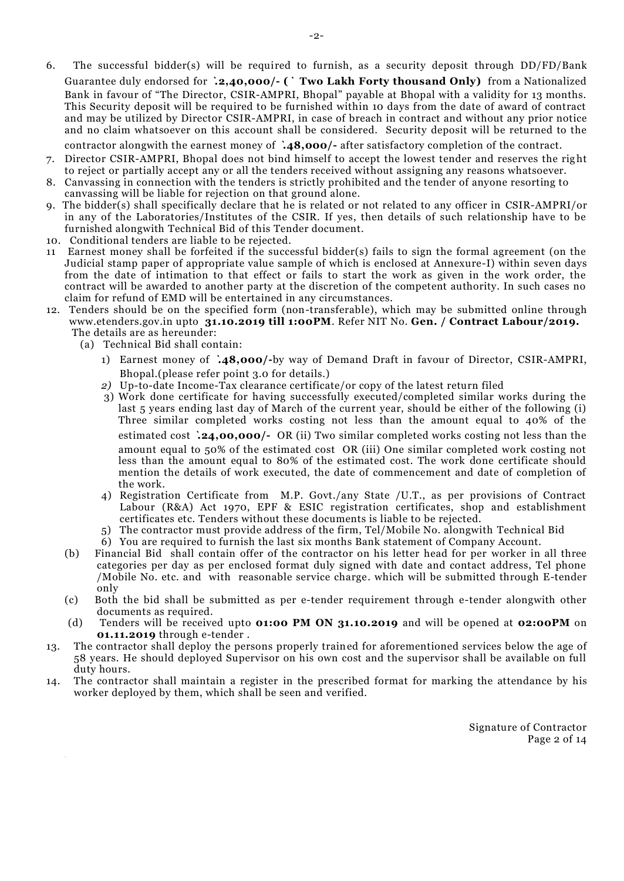6. The successful bidder(s) will be required to furnish, as a security deposit through DD/FD/Bank Guarantee duly endorsed for **`.2,40,000/- ( ` Two Lakh Forty thousand Only)** from a Nationalized Bank in favour of "The Director, CSIR-AMPRI, Bhopal" payable at Bhopal with a validity for 13 months. This Security deposit will be required to be furnished within 10 days from the date of award of contract and may be utilized by Director CSIR-AMPRI, in case of breach in contract and without any prior notice and no claim whatsoever on this account shall be considered. Security deposit will be returned to the contractor alongwith the earnest money of **`.48,000/-** after satisfactory completion of the contract.
7. Director CSIR-AMPRI, Bhopal does not bind himself to accept the lowest tender and reserves the right to reject or partially accept any or all the tenders received without assigning any reasons whatsoever.
8. Canvassing in connection with the tenders is strictly prohibited and the tender of anyone resorting to canvassing will be liable for rejection on that ground alone.
9. The bidder(s) shall specifically declare that he is related or not related to any officer in CSIR-AMPRI/or in any of the Laboratories/Institutes of the CSIR. If yes, then details of such relationship have to be furnished alongwith Technical Bid of this Tender document.
10. Conditional tenders are liable to be rejected.
11. Earnest money shall be forfeited if the successful bidder(s) fails to sign the formal agreement (on the Judicial stamp paper of appropriate value sample of which is enclosed at Annexure-I) within seven days from the date of intimation to that effect or fails to start the work as given in the work order, the contract will be awarded to another party at the discretion of the competent authority. In such cases no claim for refund of EMD will be entertained in any circumstances.
12. Tenders should be on the specified form (non-transferable), which may be submitted online through www.etenders.gov.in upto **31.10.2019 till 1:00PM**. Refer NIT No. **Gen. / Contract Labour/2019.** The details are as hereunder:
    - (a) Technical Bid shall contain:
        1) Earnest money of **`.48,000/-**by way of Demand Draft in favour of Director, CSIR-AMPRI, Bhopal.(please refer point 3.0 for details.)
        2) Up-to-date Income-Tax clearance certificate/or copy of the latest return filed
        3) Work done certificate for having successfully executed/completed similar works during the last 5 years ending last day of March of the current year, should be either of the following (i) Three similar completed works costing not less than the amount equal to 40% of the estimated cost **`.24,00,000/-** OR (ii) Two similar completed works costing not less than the amount equal to 50% of the estimated cost OR (iii) One similar completed work costing not less than the amount equal to 80% of the estimated cost. The work done certificate should mention the details of work executed, the date of commencement and date of completion of the work.
        4) Registration Certificate from M.P. Govt./any State /U.T., as per provisions of Contract Labour (R&A) Act 1970, EPF & ESIC registration certificates, shop and establishment certificates etc. Tenders without these documents is liable to be rejected.
        5) The contractor must provide address of the firm, Tel/Mobile No. alongwith Technical Bid
        6) You are required to furnish the last six months Bank statement of Company Account.
    - (b) Financial Bid shall contain offer of the contractor on his letter head for per worker in all three categories per day as per enclosed format duly signed with date and contact address, Tel phone /Mobile No. etc. and with reasonable service charge. which will be submitted through E-tender only
    - (c) Both the bid shall be submitted as per e-tender requirement through e-tender alongwith other documents as required.
    - (d) Tenders will be received upto **01:00 PM ON 31.10.2019** and will be opened at **02:00PM** on **01.11.2019** through e-tender .
13. The contractor shall deploy the persons properly trained for aforementioned services below the age of 58 years. He should deployed Supervisor on his own cost and the supervisor shall be available on full duty hours.
14. The contractor shall maintain a register in the prescribed format for marking the attendance by his worker deployed by them, which shall be seen and verified.

Signature of Contractor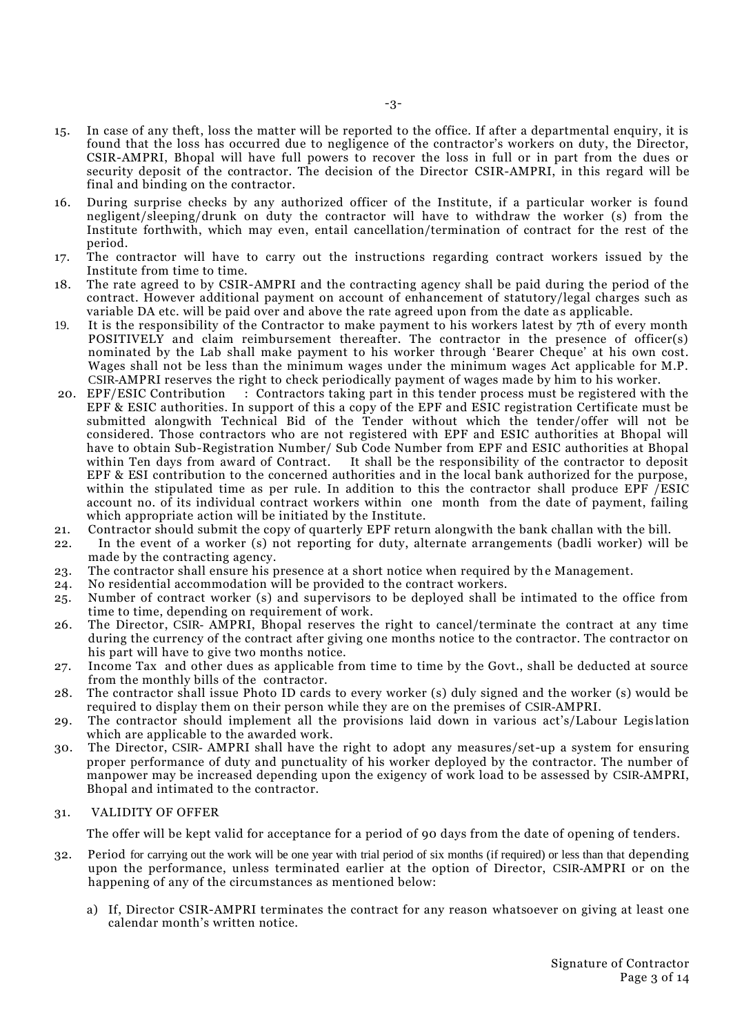15. In case of any theft, loss the matter will be reported to the office. If after a departmental enquiry, it is found that the loss has occurred due to negligence of the contractor's workers on duty, the Director, CSIR-AMPRI, Bhopal will have full powers to recover the loss in full or in part from the dues or security deposit of the contractor. The decision of the Director CSIR-AMPRI, in this regard will be final and binding on the contractor.
16. During surprise checks by any authorized officer of the Institute, if a particular worker is found negligent/sleeping/drunk on duty the contractor will have to withdraw the worker (s) from the Institute forthwith, which may even, entail cancellation/termination of contract for the rest of the period.
17. The contractor will have to carry out the instructions regarding contract workers issued by the Institute from time to time.
18. The rate agreed to by CSIR-AMPRI and the contracting agency shall be paid during the period of the contract. However additional payment on account of enhancement of statutory/legal charges such as variable DA etc. will be paid over and above the rate agreed upon from the date as applicable.
19. It is the responsibility of the Contractor to make payment to his workers latest by 7th of every month POSITIVELY and claim reimbursement thereafter. The contractor in the presence of officer(s) nominated by the Lab shall make payment to his worker through 'Bearer Cheque' at his own cost. Wages shall not be less than the minimum wages under the minimum wages Act applicable for M.P. CSIR-AMPRI reserves the right to check periodically payment of wages made by him to his worker.
20. EPF/ESIC Contribution : Contractors taking part in this tender process must be registered with the EPF & ESIC authorities. In support of this a copy of the EPF and ESIC registration Certificate must be submitted alongwith Technical Bid of the Tender without which the tender/offer will not be considered. Those contractors who are not registered with EPF and ESIC authorities at Bhopal will have to obtain Sub-Registration Number/ Sub Code Number from EPF and ESIC authorities at Bhopal within Ten days from award of Contract. It shall be the responsibility of the contractor to deposit EPF & ESI contribution to the concerned authorities and in the local bank authorized for the purpose, within the stipulated time as per rule. In addition to this the contractor shall produce EPF /ESIC account no. of its individual contract workers within one month from the date of payment, failing which appropriate action will be initiated by the Institute.
21. Contractor should submit the copy of quarterly EPF return alongwith the bank challan with the bill.
22. In the event of a worker (s) not reporting for duty, alternate arrangements (badli worker) will be made by the contracting agency.
23. The contractor shall ensure his presence at a short notice when required by the Management.
24. No residential accommodation will be provided to the contract workers.
25. Number of contract worker (s) and supervisors to be deployed shall be intimated to the office from time to time, depending on requirement of work.
26. The Director, CSIR- AMPRI, Bhopal reserves the right to cancel/terminate the contract at any time during the currency of the contract after giving one months notice to the contractor. The contractor on his part will have to give two months notice.
27. Income Tax and other dues as applicable from time to time by the Govt., shall be deducted at source from the monthly bills of the contractor.
28. The contractor shall issue Photo ID cards to every worker (s) duly signed and the worker (s) would be required to display them on their person while they are on the premises of CSIR-AMPRI.
29. The contractor should implement all the provisions laid down in various act's/Labour Legislation which are applicable to the awarded work.
30. The Director, CSIR- AMPRI shall have the right to adopt any measures/set-up a system for ensuring proper performance of duty and punctuality of his worker deployed by the contractor. The number of manpower may be increased depending upon the exigency of work load to be assessed by CSIR-AMPRI, Bhopal and intimated to the contractor.
31. VALIDITY OF OFFER

    The offer will be kept valid for acceptance for a period of 90 days from the date of opening of tenders.

32. Period for carrying out the work will be one year with trial period of six months (if required) or less than that depending upon the performance, unless terminated earlier at the option of Director, CSIR-AMPRI or on the happening of any of the circumstances as mentioned below:

    a) If, Director CSIR-AMPRI terminates the contract for any reason whatsoever on giving at least one calendar month's written notice.

Signature of Contractor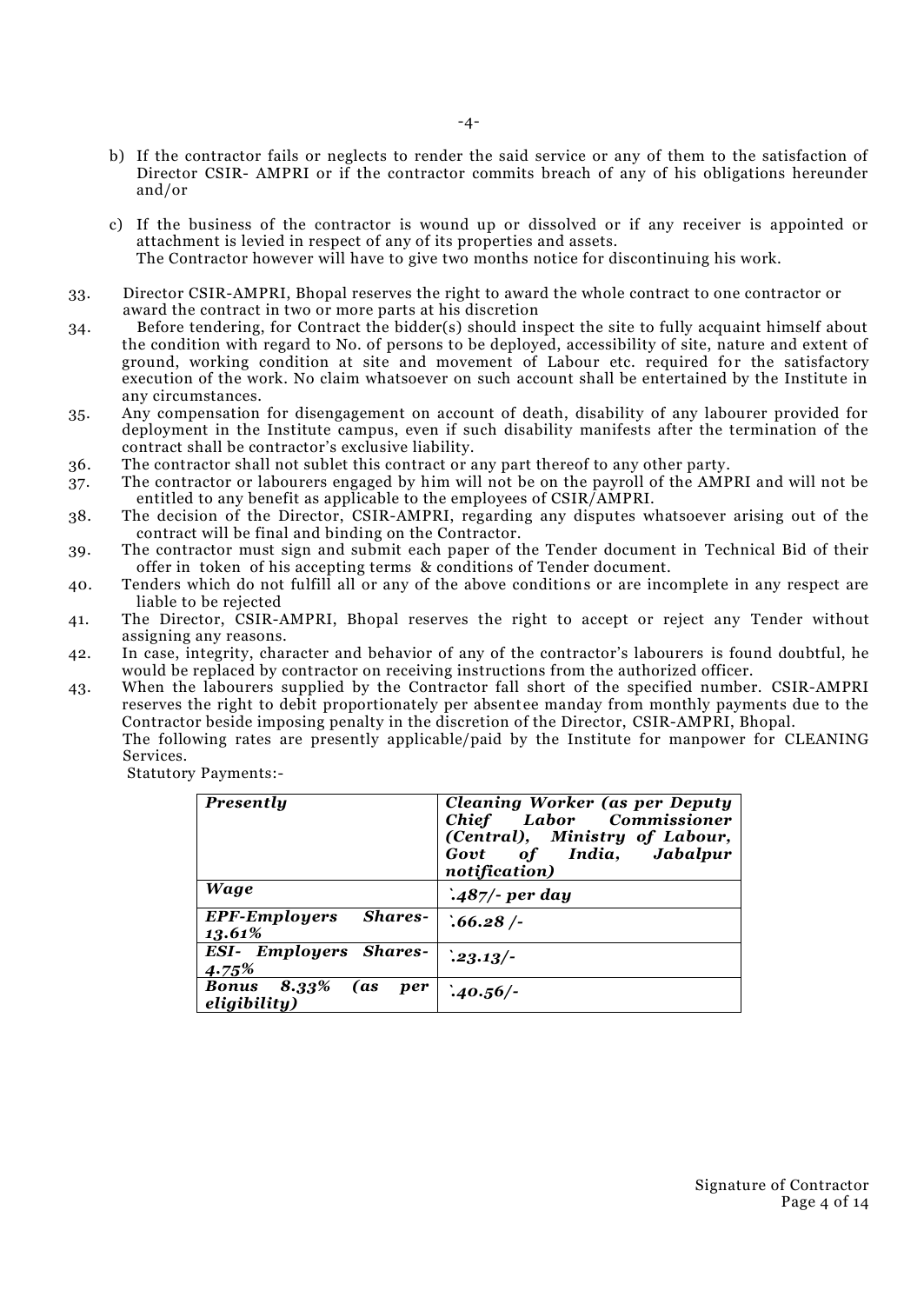b) If the contractor fails or neglects to render the said service or any of them to the satisfaction of Director CSIR- AMPRI or if the contractor commits breach of any of his obligations hereunder and/or

c) If the business of the contractor is wound up or dissolved or if any receiver is appointed or attachment is levied in respect of any of its properties and assets.
The Contractor however will have to give two months notice for discontinuing his work.

33. Director CSIR-AMPRI, Bhopal reserves the right to award the whole contract to one contractor or award the contract in two or more parts at his discretion
34. Before tendering, for Contract the bidder(s) should inspect the site to fully acquaint himself about the condition with regard to No. of persons to be deployed, accessibility of site, nature and extent of ground, working condition at site and movement of Labour etc. required for the satisfactory execution of the work. No claim whatsoever on such account shall be entertained by the Institute in any circumstances.
35. Any compensation for disengagement on account of death, disability of any labourer provided for deployment in the Institute campus, even if such disability manifests after the termination of the contract shall be contractor's exclusive liability.
36. The contractor shall not sublet this contract or any part thereof to any other party.
37. The contractor or labourers engaged by him will not be on the payroll of the AMPRI and will not be entitled to any benefit as applicable to the employees of CSIR/AMPRI.
38. The decision of the Director, CSIR-AMPRI, regarding any disputes whatsoever arising out of the contract will be final and binding on the Contractor.
39. The contractor must sign and submit each paper of the Tender document in Technical Bid of their offer in token of his accepting terms & conditions of Tender document.
40. Tenders which do not fulfill all or any of the above conditions or are incomplete in any respect are liable to be rejected
41. The Director, CSIR-AMPRI, Bhopal reserves the right to accept or reject any Tender without assigning any reasons.
42. In case, integrity, character and behavior of any of the contractor's labourers is found doubtful, he would be replaced by contractor on receiving instructions from the authorized officer.
43. When the labourers supplied by the Contractor fall short of the specified number. CSIR-AMPRI reserves the right to debit proportionately per absentee manday from monthly payments due to the Contractor beside imposing penalty in the discretion of the Director, CSIR-AMPRI, Bhopal.
The following rates are presently applicable/paid by the Institute for manpower for CLEANING Services.
Statutory Payments:-

| ***Presently*** | ***Cleaning Worker (as per Deputy Chief Labor Commissioner (Central), Ministry of Labour, Govt of India, Jabalpur notification)*** |
|---|---|
| ***Wage*** | ***`.487/- per day*** |
| ***EPF-Employers Shares- 13.61%*** | ***`.66.28 /-*** |
| ***ESI- Employers Shares- 4.75%*** | ***`.23.13/-*** |
| ***Bonus 8.33% (as per eligibility)*** | ***`.40.56/-*** |

Signature of Contractor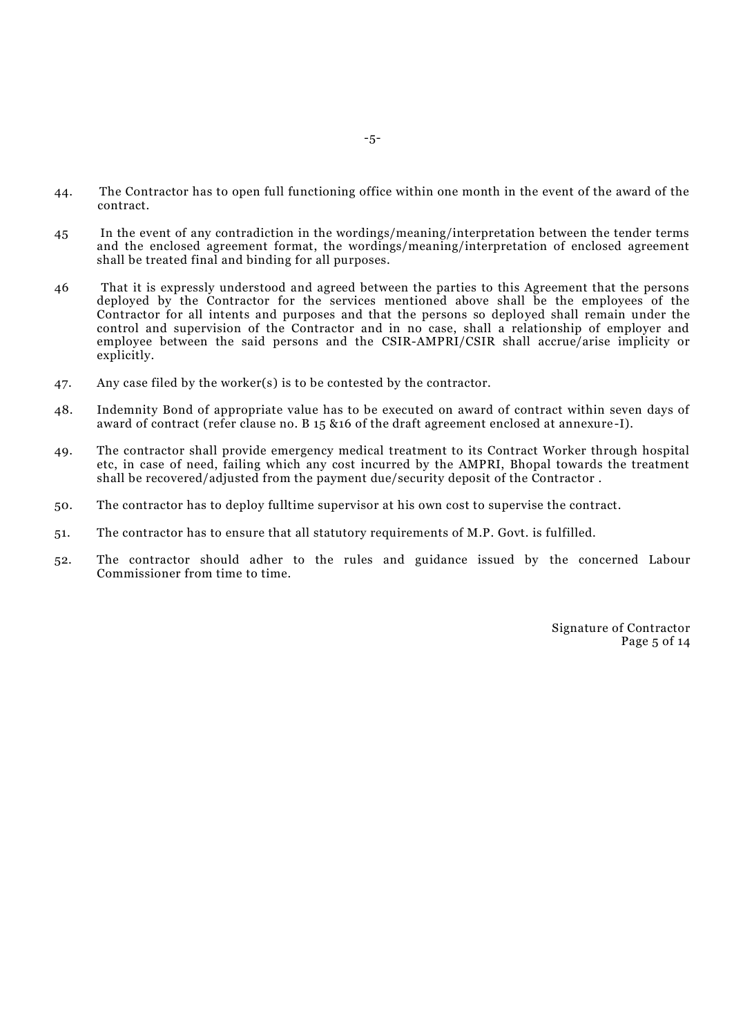44. The Contractor has to open full functioning office within one month in the event of the award of the contract.

45 In the event of any contradiction in the wordings/meaning/interpretation between the tender terms and the enclosed agreement format, the wordings/meaning/interpretation of enclosed agreement shall be treated final and binding for all purposes.

46 That it is expressly understood and agreed between the parties to this Agreement that the persons deployed by the Contractor for the services mentioned above shall be the employees of the Contractor for all intents and purposes and that the persons so deployed shall remain under the control and supervision of the Contractor and in no case, shall a relationship of employer and employee between the said persons and the CSIR-AMPRI/CSIR shall accrue/arise implicity or explicitly.

47. Any case filed by the worker(s) is to be contested by the contractor.

48. Indemnity Bond of appropriate value has to be executed on award of contract within seven days of award of contract (refer clause no. B 15 &16 of the draft agreement enclosed at annexure-I).

49. The contractor shall provide emergency medical treatment to its Contract Worker through hospital etc, in case of need, failing which any cost incurred by the AMPRI, Bhopal towards the treatment shall be recovered/adjusted from the payment due/security deposit of the Contractor .

50. The contractor has to deploy fulltime supervisor at his own cost to supervise the contract.

51. The contractor has to ensure that all statutory requirements of M.P. Govt. is fulfilled.

52. The contractor should adher to the rules and guidance issued by the concerned Labour Commissioner from time to time.

Signature of Contractor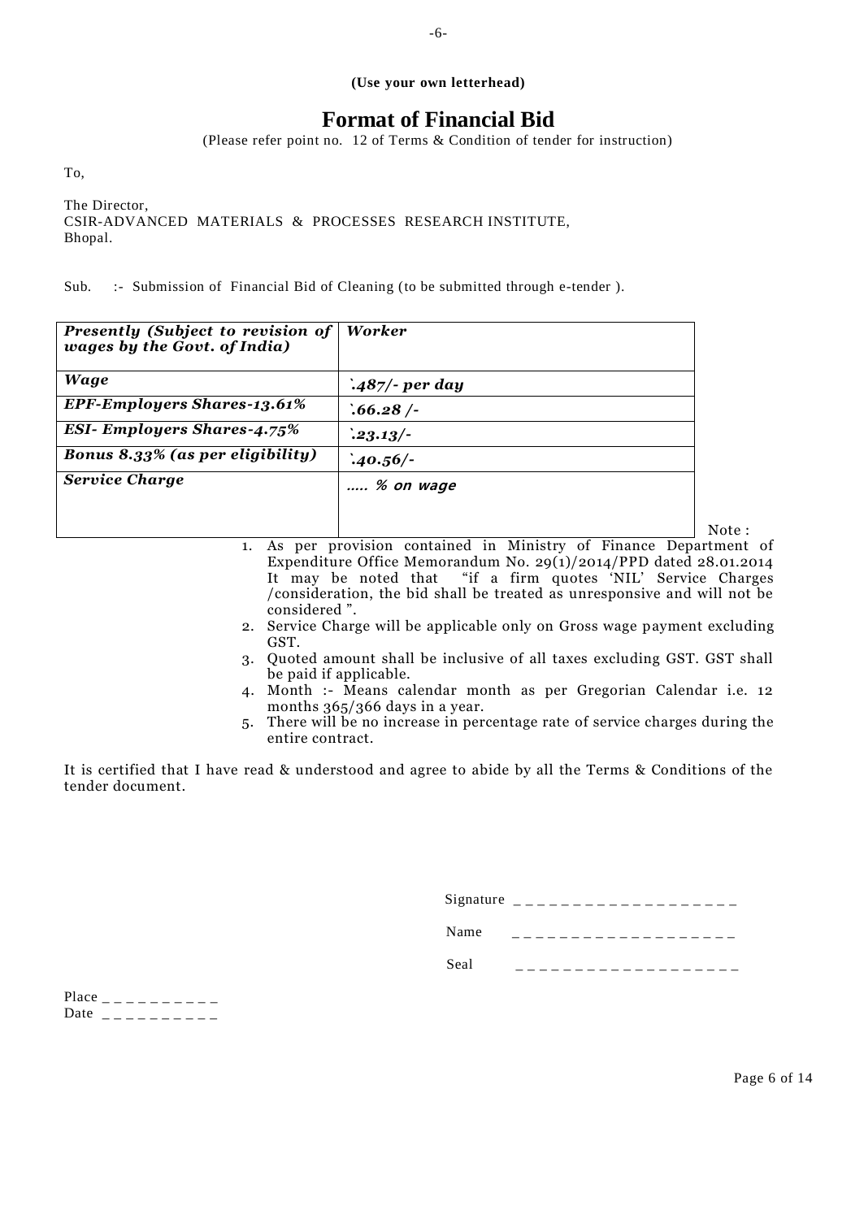**(Use your own letterhead)**

# Format of Financial Bid

(Please refer point no. 12 of Terms & Condition of tender for instruction)

To,

The Director,
CSIR-ADVANCED MATERIALS & PROCESSES RESEARCH INSTITUTE,
Bhopal.

Sub. :- Submission of Financial Bid of Cleaning (to be submitted through e-tender ).

| ***Presently (Subject to revision of wages by the Govt. of India)*** | ***Worker*** |
|---|---|
| ***Wage*** | ***`487/- per day*** |
| ***EPF-Employers Shares-13.61%*** | ***`66.28 /-*** |
| ***ESI- Employers Shares-4.75%*** | ***`23.13/-*** |
| ***Bonus 8.33% (as per eligibility)*** | ***`40.56/-*** |
| ***Service Charge*** | ***..... % on wage*** |

Note :

1. As per provision contained in Ministry of Finance Department of Expenditure Office Memorandum No. 29(1)/2014/PPD dated 28.01.2014 It may be noted that "if a firm quotes 'NIL' Service Charges /consideration, the bid shall be treated as unresponsive and will not be considered ".
2. Service Charge will be applicable only on Gross wage payment excluding GST.
3. Quoted amount shall be inclusive of all taxes excluding GST. GST shall be paid if applicable.
4. Month :- Means calendar month as per Gregorian Calendar i.e. 12 months 365/366 days in a year.
5. There will be no increase in percentage rate of service charges during the entire contract.

It is certified that I have read & understood and agree to abide by all the Terms & Conditions of the tender document.

Signature \_ \_ \_ \_ \_ \_ \_ \_ \_ \_ \_ \_ \_ \_ \_ \_ \_ \_

Name \_ \_ \_ \_ \_ \_ \_ \_ \_ \_ \_ \_ \_ \_ \_ \_ \_ \_

Seal \_ \_ \_ \_ \_ \_ \_ \_ \_ \_ \_ \_ \_ \_ \_ \_ \_ \_

Place \_ \_ \_ \_ \_ \_ \_ \_ \_ \_
Date \_ \_ \_ \_ \_ \_ \_ \_ \_ \_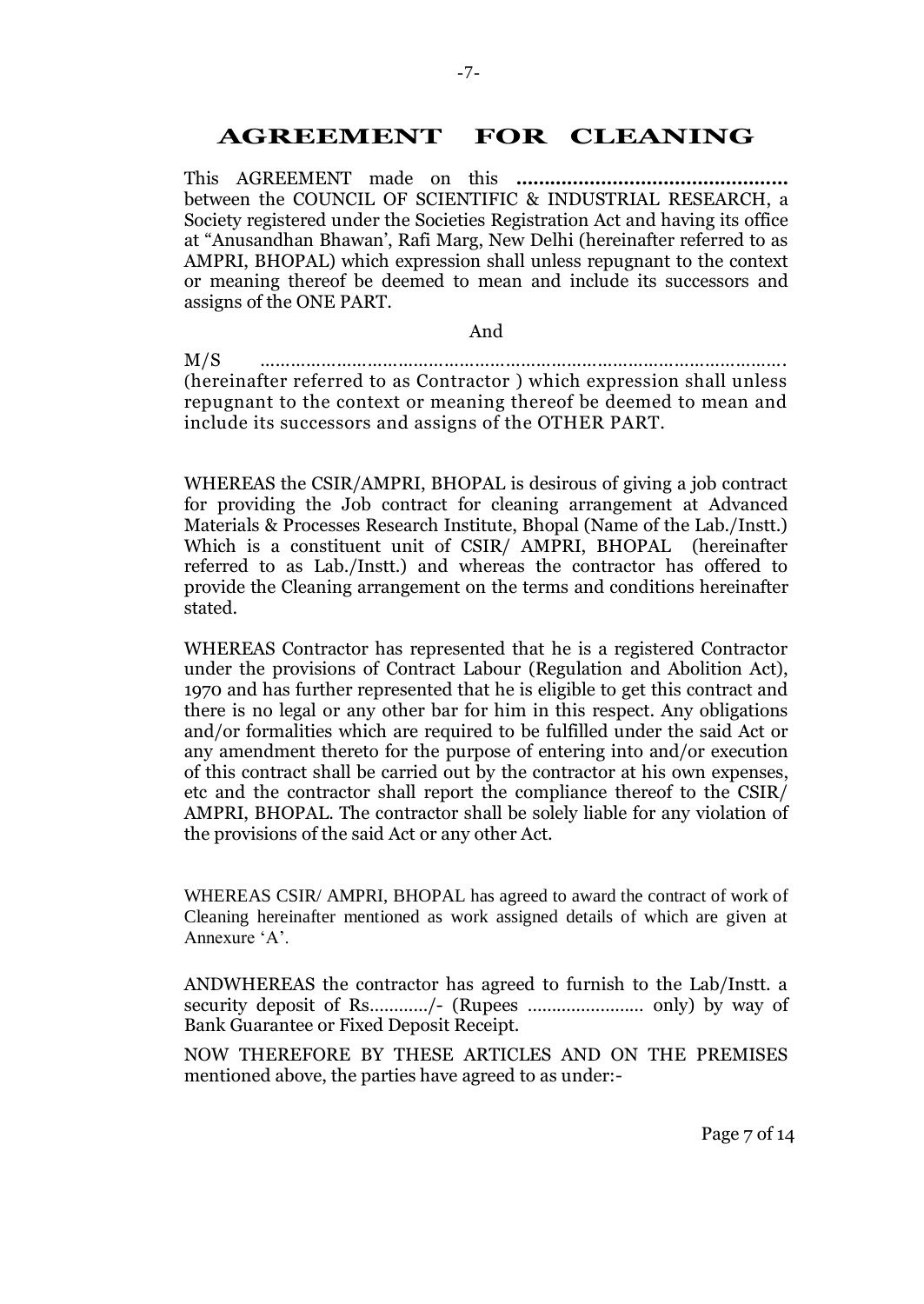# AGREEMENT FOR CLEANING

This AGREEMENT made on this **...............................................** between the COUNCIL OF SCIENTIFIC & INDUSTRIAL RESEARCH, a Society registered under the Societies Registration Act and having its office at "Anusandhan Bhawan', Rafi Marg, New Delhi (hereinafter referred to as AMPRI, BHOPAL) which expression shall unless repugnant to the context or meaning thereof be deemed to mean and include its successors and assigns of the ONE PART.

And

M/S .......................................................................................................

(hereinafter referred to as Contractor ) which expression shall unless repugnant to the context or meaning thereof be deemed to mean and include its successors and assigns of the OTHER PART.

WHEREAS the CSIR/AMPRI, BHOPAL is desirous of giving a job contract for providing the Job contract for cleaning arrangement at Advanced Materials & Processes Research Institute, Bhopal (Name of the Lab./Instt.) Which is a constituent unit of CSIR/ AMPRI, BHOPAL (hereinafter referred to as Lab./Instt.) and whereas the contractor has offered to provide the Cleaning arrangement on the terms and conditions hereinafter stated.

WHEREAS Contractor has represented that he is a registered Contractor under the provisions of Contract Labour (Regulation and Abolition Act), 1970 and has further represented that he is eligible to get this contract and there is no legal or any other bar for him in this respect. Any obligations and/or formalities which are required to be fulfilled under the said Act or any amendment thereto for the purpose of entering into and/or execution of this contract shall be carried out by the contractor at his own expenses, etc and the contractor shall report the compliance thereof to the CSIR/ AMPRI, BHOPAL. The contractor shall be solely liable for any violation of the provisions of the said Act or any other Act.

WHEREAS CSIR/ AMPRI, BHOPAL has agreed to award the contract of work of Cleaning hereinafter mentioned as work assigned details of which are given at Annexure 'A'.

ANDWHEREAS the contractor has agreed to furnish to the Lab/Instt. a security deposit of Rs............/- (Rupees ........................ only) by way of Bank Guarantee or Fixed Deposit Receipt.

NOW THEREFORE BY THESE ARTICLES AND ON THE PREMISES mentioned above, the parties have agreed to as under:-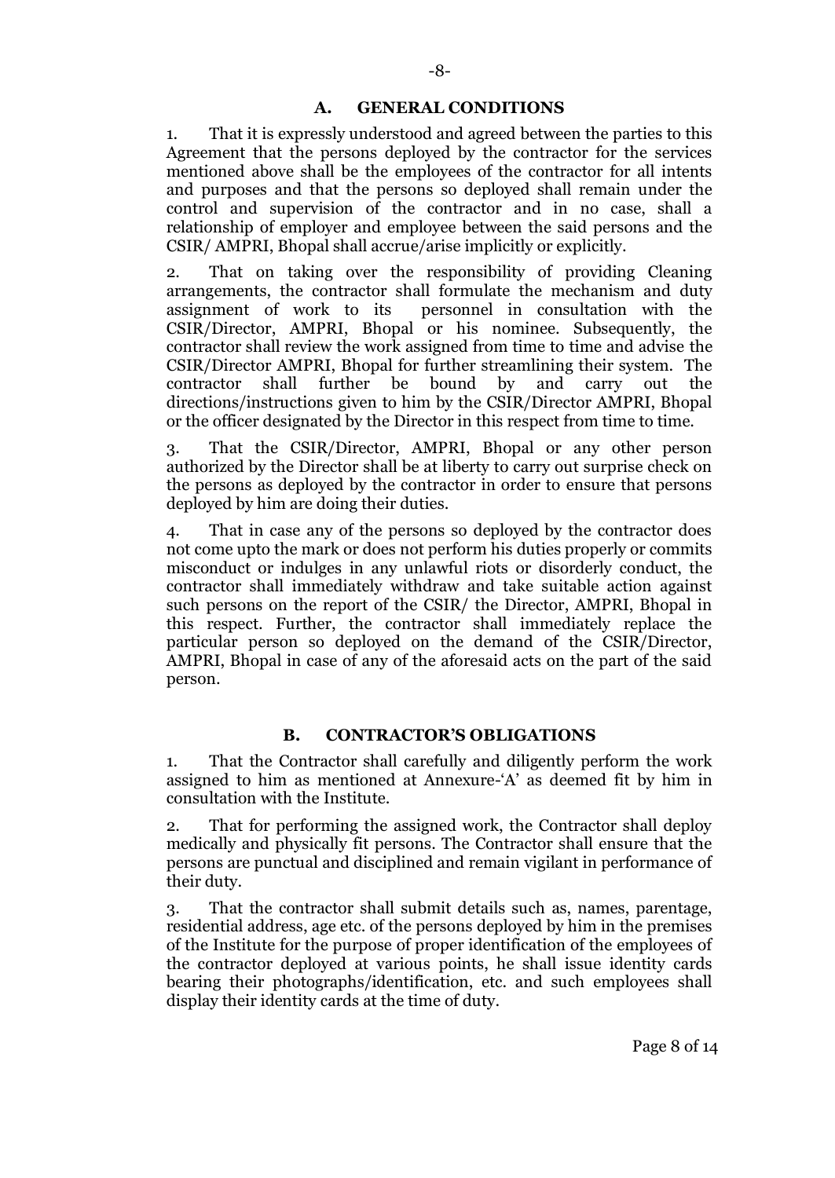## A. GENERAL CONDITIONS

1. That it is expressly understood and agreed between the parties to this Agreement that the persons deployed by the contractor for the services mentioned above shall be the employees of the contractor for all intents and purposes and that the persons so deployed shall remain under the control and supervision of the contractor and in no case, shall a relationship of employer and employee between the said persons and the CSIR/ AMPRI, Bhopal shall accrue/arise implicitly or explicitly.

2. That on taking over the responsibility of providing Cleaning arrangements, the contractor shall formulate the mechanism and duty assignment of work to its personnel in consultation with the CSIR/Director, AMPRI, Bhopal or his nominee. Subsequently, the contractor shall review the work assigned from time to time and advise the CSIR/Director AMPRI, Bhopal for further streamlining their system. The contractor shall further be bound by and carry out the directions/instructions given to him by the CSIR/Director AMPRI, Bhopal or the officer designated by the Director in this respect from time to time.

3. That the CSIR/Director, AMPRI, Bhopal or any other person authorized by the Director shall be at liberty to carry out surprise check on the persons as deployed by the contractor in order to ensure that persons deployed by him are doing their duties.

4. That in case any of the persons so deployed by the contractor does not come upto the mark or does not perform his duties properly or commits misconduct or indulges in any unlawful riots or disorderly conduct, the contractor shall immediately withdraw and take suitable action against such persons on the report of the CSIR/ the Director, AMPRI, Bhopal in this respect. Further, the contractor shall immediately replace the particular person so deployed on the demand of the CSIR/Director, AMPRI, Bhopal in case of any of the aforesaid acts on the part of the said person.

## B. CONTRACTOR'S OBLIGATIONS

1. That the Contractor shall carefully and diligently perform the work assigned to him as mentioned at Annexure-'A' as deemed fit by him in consultation with the Institute.

2. That for performing the assigned work, the Contractor shall deploy medically and physically fit persons. The Contractor shall ensure that the persons are punctual and disciplined and remain vigilant in performance of their duty.

3. That the contractor shall submit details such as, names, parentage, residential address, age etc. of the persons deployed by him in the premises of the Institute for the purpose of proper identification of the employees of the contractor deployed at various points, he shall issue identity cards bearing their photographs/identification, etc. and such employees shall display their identity cards at the time of duty.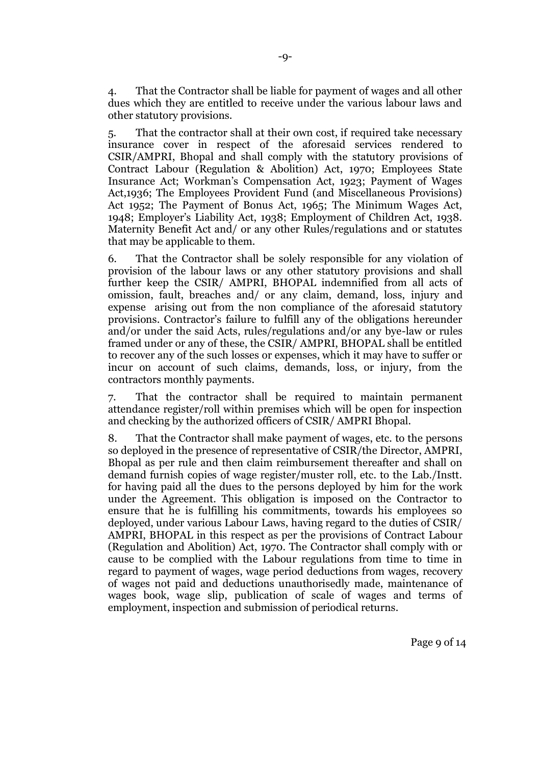4. That the Contractor shall be liable for payment of wages and all other dues which they are entitled to receive under the various labour laws and other statutory provisions.

5. That the contractor shall at their own cost, if required take necessary insurance cover in respect of the aforesaid services rendered to CSIR/AMPRI, Bhopal and shall comply with the statutory provisions of Contract Labour (Regulation & Abolition) Act, 1970; Employees State Insurance Act; Workman's Compensation Act, 1923; Payment of Wages Act,1936; The Employees Provident Fund (and Miscellaneous Provisions) Act 1952; The Payment of Bonus Act, 1965; The Minimum Wages Act, 1948; Employer's Liability Act, 1938; Employment of Children Act, 1938. Maternity Benefit Act and/ or any other Rules/regulations and or statutes that may be applicable to them.

6. That the Contractor shall be solely responsible for any violation of provision of the labour laws or any other statutory provisions and shall further keep the CSIR/ AMPRI, BHOPAL indemnified from all acts of omission, fault, breaches and/ or any claim, demand, loss, injury and expense arising out from the non compliance of the aforesaid statutory provisions. Contractor's failure to fulfill any of the obligations hereunder and/or under the said Acts, rules/regulations and/or any bye-law or rules framed under or any of these, the CSIR/ AMPRI, BHOPAL shall be entitled to recover any of the such losses or expenses, which it may have to suffer or incur on account of such claims, demands, loss, or injury, from the contractors monthly payments.

7. That the contractor shall be required to maintain permanent attendance register/roll within premises which will be open for inspection and checking by the authorized officers of CSIR/ AMPRI Bhopal.

8. That the Contractor shall make payment of wages, etc. to the persons so deployed in the presence of representative of CSIR/the Director, AMPRI, Bhopal as per rule and then claim reimbursement thereafter and shall on demand furnish copies of wage register/muster roll, etc. to the Lab./Instt. for having paid all the dues to the persons deployed by him for the work under the Agreement. This obligation is imposed on the Contractor to ensure that he is fulfilling his commitments, towards his employees so deployed, under various Labour Laws, having regard to the duties of CSIR/ AMPRI, BHOPAL in this respect as per the provisions of Contract Labour (Regulation and Abolition) Act, 1970. The Contractor shall comply with or cause to be complied with the Labour regulations from time to time in regard to payment of wages, wage period deductions from wages, recovery of wages not paid and deductions unauthorisedly made, maintenance of wages book, wage slip, publication of scale of wages and terms of employment, inspection and submission of periodical returns.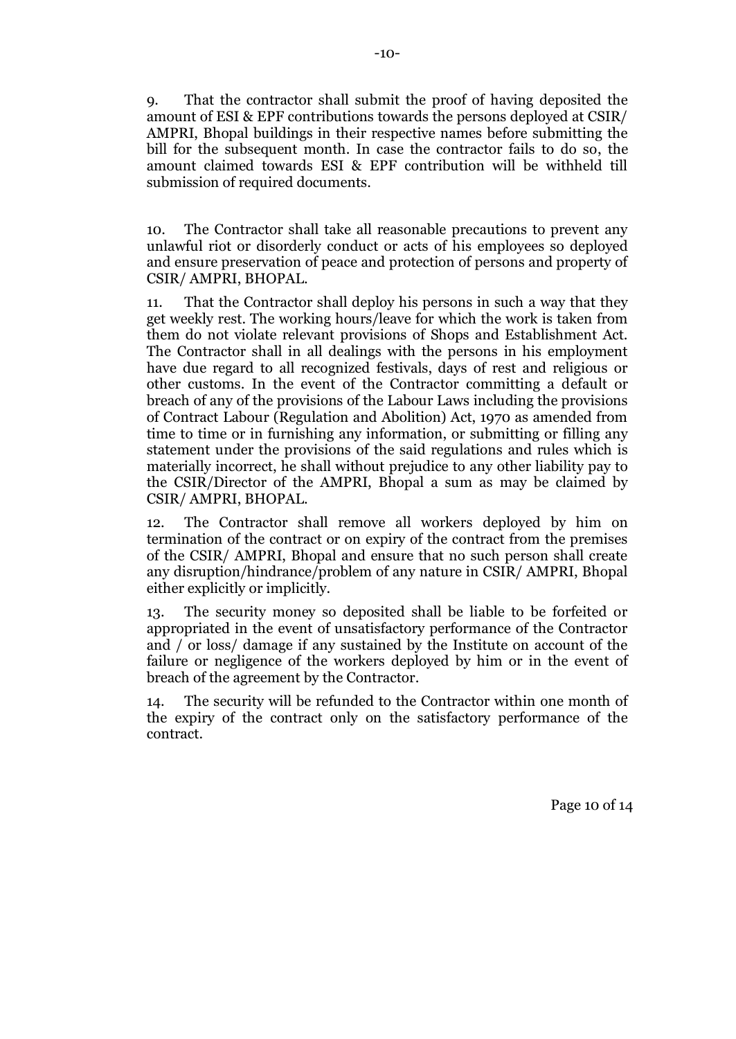9. That the contractor shall submit the proof of having deposited the amount of ESI & EPF contributions towards the persons deployed at CSIR/ AMPRI, Bhopal buildings in their respective names before submitting the bill for the subsequent month. In case the contractor fails to do so, the amount claimed towards ESI & EPF contribution will be withheld till submission of required documents.

10. The Contractor shall take all reasonable precautions to prevent any unlawful riot or disorderly conduct or acts of his employees so deployed and ensure preservation of peace and protection of persons and property of CSIR/ AMPRI, BHOPAL.

11. That the Contractor shall deploy his persons in such a way that they get weekly rest. The working hours/leave for which the work is taken from them do not violate relevant provisions of Shops and Establishment Act. The Contractor shall in all dealings with the persons in his employment have due regard to all recognized festivals, days of rest and religious or other customs. In the event of the Contractor committing a default or breach of any of the provisions of the Labour Laws including the provisions of Contract Labour (Regulation and Abolition) Act, 1970 as amended from time to time or in furnishing any information, or submitting or filling any statement under the provisions of the said regulations and rules which is materially incorrect, he shall without prejudice to any other liability pay to the CSIR/Director of the AMPRI, Bhopal a sum as may be claimed by CSIR/ AMPRI, BHOPAL.

12. The Contractor shall remove all workers deployed by him on termination of the contract or on expiry of the contract from the premises of the CSIR/ AMPRI, Bhopal and ensure that no such person shall create any disruption/hindrance/problem of any nature in CSIR/ AMPRI, Bhopal either explicitly or implicitly.

13. The security money so deposited shall be liable to be forfeited or appropriated in the event of unsatisfactory performance of the Contractor and / or loss/ damage if any sustained by the Institute on account of the failure or negligence of the workers deployed by him or in the event of breach of the agreement by the Contractor.

14. The security will be refunded to the Contractor within one month of the expiry of the contract only on the satisfactory performance of the contract.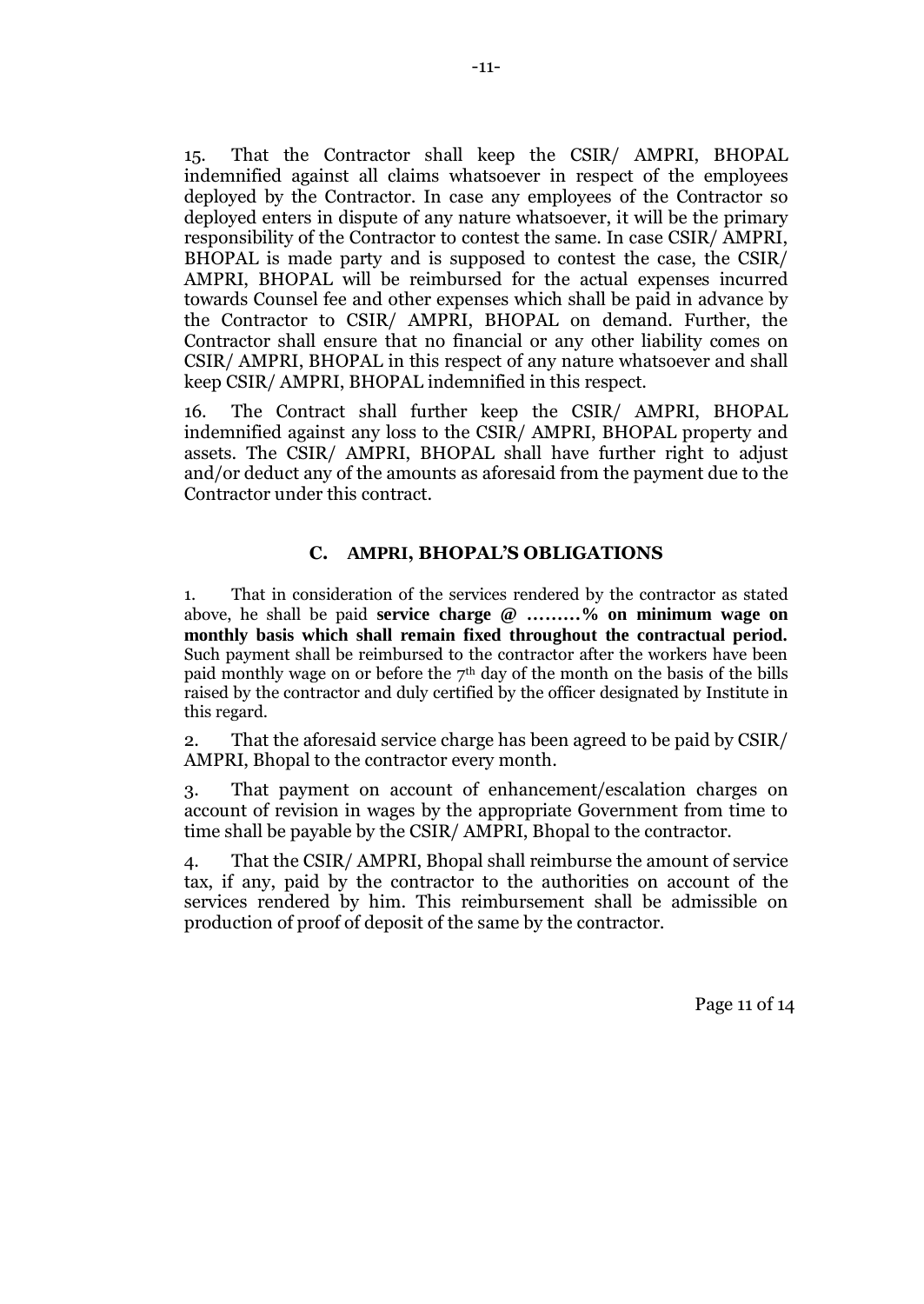15. That the Contractor shall keep the CSIR/ AMPRI, BHOPAL indemnified against all claims whatsoever in respect of the employees deployed by the Contractor. In case any employees of the Contractor so deployed enters in dispute of any nature whatsoever, it will be the primary responsibility of the Contractor to contest the same. In case CSIR/ AMPRI, BHOPAL is made party and is supposed to contest the case, the CSIR/ AMPRI, BHOPAL will be reimbursed for the actual expenses incurred towards Counsel fee and other expenses which shall be paid in advance by the Contractor to CSIR/ AMPRI, BHOPAL on demand. Further, the Contractor shall ensure that no financial or any other liability comes on CSIR/ AMPRI, BHOPAL in this respect of any nature whatsoever and shall keep CSIR/ AMPRI, BHOPAL indemnified in this respect.

16. The Contract shall further keep the CSIR/ AMPRI, BHOPAL indemnified against any loss to the CSIR/ AMPRI, BHOPAL property and assets. The CSIR/ AMPRI, BHOPAL shall have further right to adjust and/or deduct any of the amounts as aforesaid from the payment due to the Contractor under this contract.

## C. AMPRI, BHOPAL'S OBLIGATIONS

1. That in consideration of the services rendered by the contractor as stated above, he shall be paid **service charge @ ………% on minimum wage on monthly basis which shall remain fixed throughout the contractual period.** Such payment shall be reimbursed to the contractor after the workers have been paid monthly wage on or before the 7th day of the month on the basis of the bills raised by the contractor and duly certified by the officer designated by Institute in this regard.

2. That the aforesaid service charge has been agreed to be paid by CSIR/ AMPRI, Bhopal to the contractor every month.

3. That payment on account of enhancement/escalation charges on account of revision in wages by the appropriate Government from time to time shall be payable by the CSIR/ AMPRI, Bhopal to the contractor.

4. That the CSIR/ AMPRI, Bhopal shall reimburse the amount of service tax, if any, paid by the contractor to the authorities on account of the services rendered by him. This reimbursement shall be admissible on production of proof of deposit of the same by the contractor.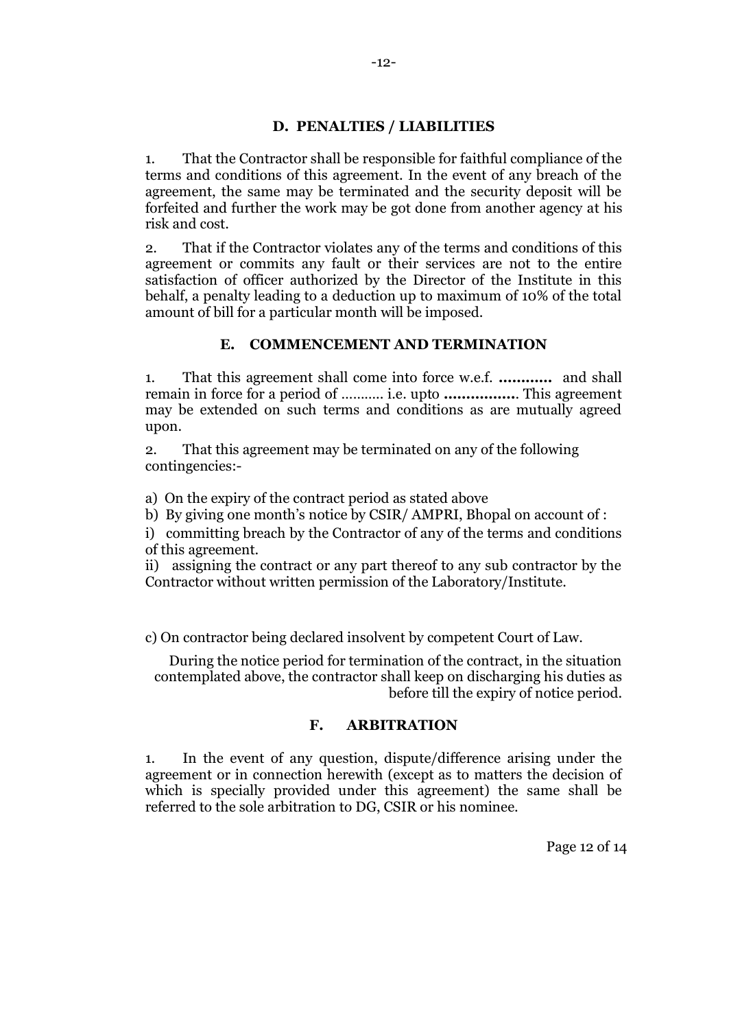## D. PENALTIES / LIABILITIES

1. That the Contractor shall be responsible for faithful compliance of the terms and conditions of this agreement. In the event of any breach of the agreement, the same may be terminated and the security deposit will be forfeited and further the work may be got done from another agency at his risk and cost.

2. That if the Contractor violates any of the terms and conditions of this agreement or commits any fault or their services are not to the entire satisfaction of officer authorized by the Director of the Institute in this behalf, a penalty leading to a deduction up to maximum of 10% of the total amount of bill for a particular month will be imposed.

## E. COMMENCEMENT AND TERMINATION

1. That this agreement shall come into force w.e.f. **…………** and shall remain in force for a period of ……….. i.e. upto **……………**. This agreement may be extended on such terms and conditions as are mutually agreed upon.

2. That this agreement may be terminated on any of the following contingencies:-

a) On the expiry of the contract period as stated above

b) By giving one month's notice by CSIR/ AMPRI, Bhopal on account of :

i) committing breach by the Contractor of any of the terms and conditions of this agreement.

ii) assigning the contract or any part thereof to any sub contractor by the Contractor without written permission of the Laboratory/Institute.

c) On contractor being declared insolvent by competent Court of Law.

During the notice period for termination of the contract, in the situation contemplated above, the contractor shall keep on discharging his duties as before till the expiry of notice period.

## F. ARBITRATION

1. In the event of any question, dispute/difference arising under the agreement or in connection herewith (except as to matters the decision of which is specially provided under this agreement) the same shall be referred to the sole arbitration to DG, CSIR or his nominee.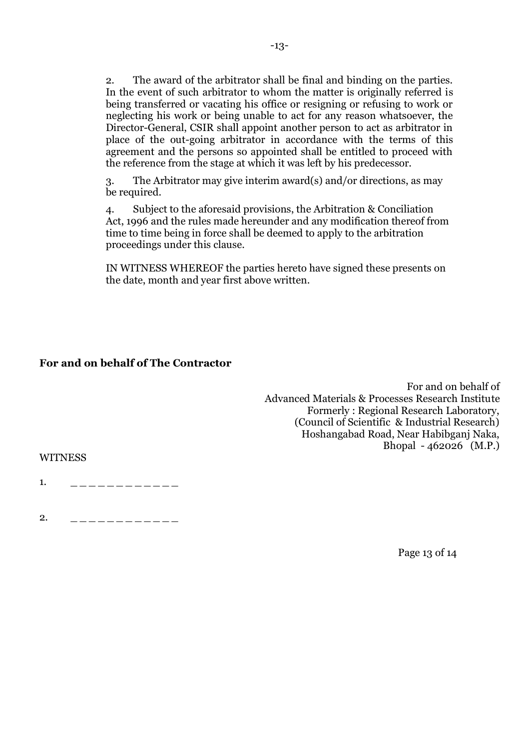2. The award of the arbitrator shall be final and binding on the parties. In the event of such arbitrator to whom the matter is originally referred is being transferred or vacating his office or resigning or refusing to work or neglecting his work or being unable to act for any reason whatsoever, the Director-General, CSIR shall appoint another person to act as arbitrator in place of the out-going arbitrator in accordance with the terms of this agreement and the persons so appointed shall be entitled to proceed with the reference from the stage at which it was left by his predecessor.

3. The Arbitrator may give interim award(s) and/or directions, as may be required.

4. Subject to the aforesaid provisions, the Arbitration & Conciliation Act, 1996 and the rules made hereunder and any modification thereof from time to time being in force shall be deemed to apply to the arbitration proceedings under this clause.

IN WITNESS WHEREOF the parties hereto have signed these presents on the date, month and year first above written.

**For and on behalf of The Contractor**

For and on behalf of
Advanced Materials & Processes Research Institute
Formerly : Regional Research Laboratory,
(Council of Scientific & Industrial Research)
Hoshangabad Road, Near Habibganj Naka,
Bhopal - 462026 (M.P.)

WITNESS

1. _ _ _ _ _ _ _ _ _ _ _ _

2. _ _ _ _ _ _ _ _ _ _ _ _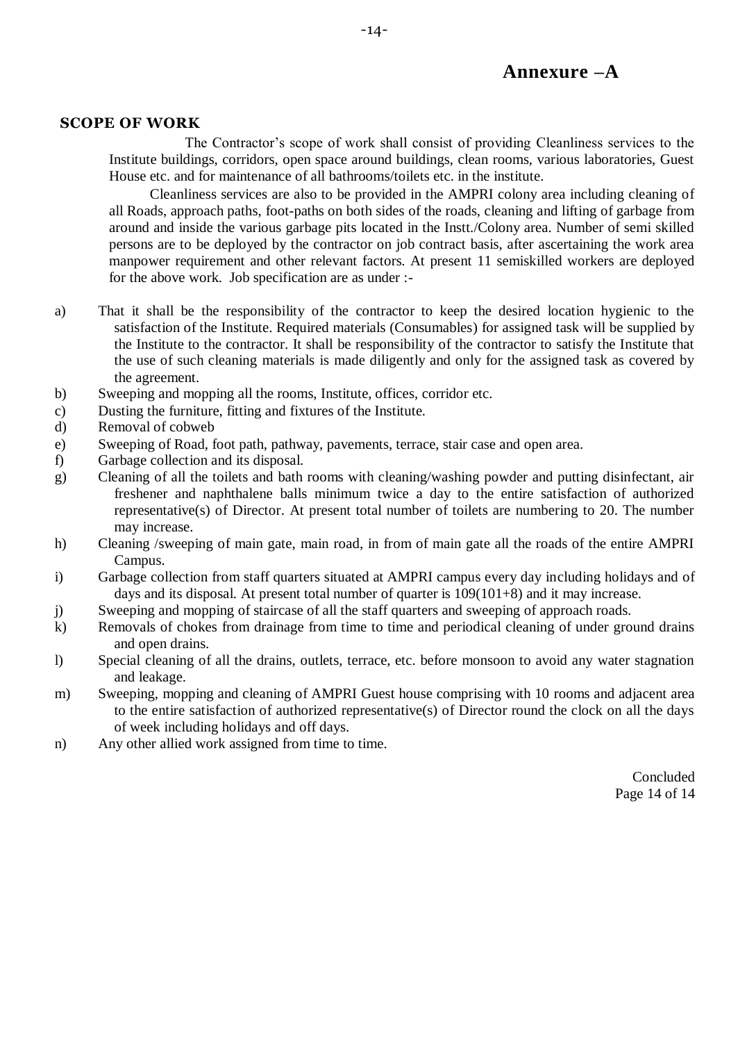# Annexure –A

**SCOPE OF WORK**

The Contractor's scope of work shall consist of providing Cleanliness services to the Institute buildings, corridors, open space around buildings, clean rooms, various laboratories, Guest House etc. and for maintenance of all bathrooms/toilets etc. in the institute.

Cleanliness services are also to be provided in the AMPRI colony area including cleaning of all Roads, approach paths, foot-paths on both sides of the roads, cleaning and lifting of garbage from around and inside the various garbage pits located in the Instt./Colony area. Number of semi skilled persons are to be deployed by the contractor on job contract basis, after ascertaining the work area manpower requirement and other relevant factors. At present 11 semiskilled workers are deployed for the above work. Job specification are as under :-

a) That it shall be the responsibility of the contractor to keep the desired location hygienic to the satisfaction of the Institute. Required materials (Consumables) for assigned task will be supplied by the Institute to the contractor. It shall be responsibility of the contractor to satisfy the Institute that the use of such cleaning materials is made diligently and only for the assigned task as covered by the agreement.
b) Sweeping and mopping all the rooms, Institute, offices, corridor etc.
c) Dusting the furniture, fitting and fixtures of the Institute.
d) Removal of cobweb
e) Sweeping of Road, foot path, pathway, pavements, terrace, stair case and open area.
f) Garbage collection and its disposal.
g) Cleaning of all the toilets and bath rooms with cleaning/washing powder and putting disinfectant, air freshener and naphthalene balls minimum twice a day to the entire satisfaction of authorized representative(s) of Director. At present total number of toilets are numbering to 20. The number may increase.
h) Cleaning /sweeping of main gate, main road, in from of main gate all the roads of the entire AMPRI Campus.
i) Garbage collection from staff quarters situated at AMPRI campus every day including holidays and of days and its disposal. At present total number of quarter is 109(101+8) and it may increase.
j) Sweeping and mopping of staircase of all the staff quarters and sweeping of approach roads.
k) Removals of chokes from drainage from time to time and periodical cleaning of under ground drains and open drains.
l) Special cleaning of all the drains, outlets, terrace, etc. before monsoon to avoid any water stagnation and leakage.
m) Sweeping, mopping and cleaning of AMPRI Guest house comprising with 10 rooms and adjacent area to the entire satisfaction of authorized representative(s) of Director round the clock on all the days of week including holidays and off days.
n) Any other allied work assigned from time to time.

Concluded